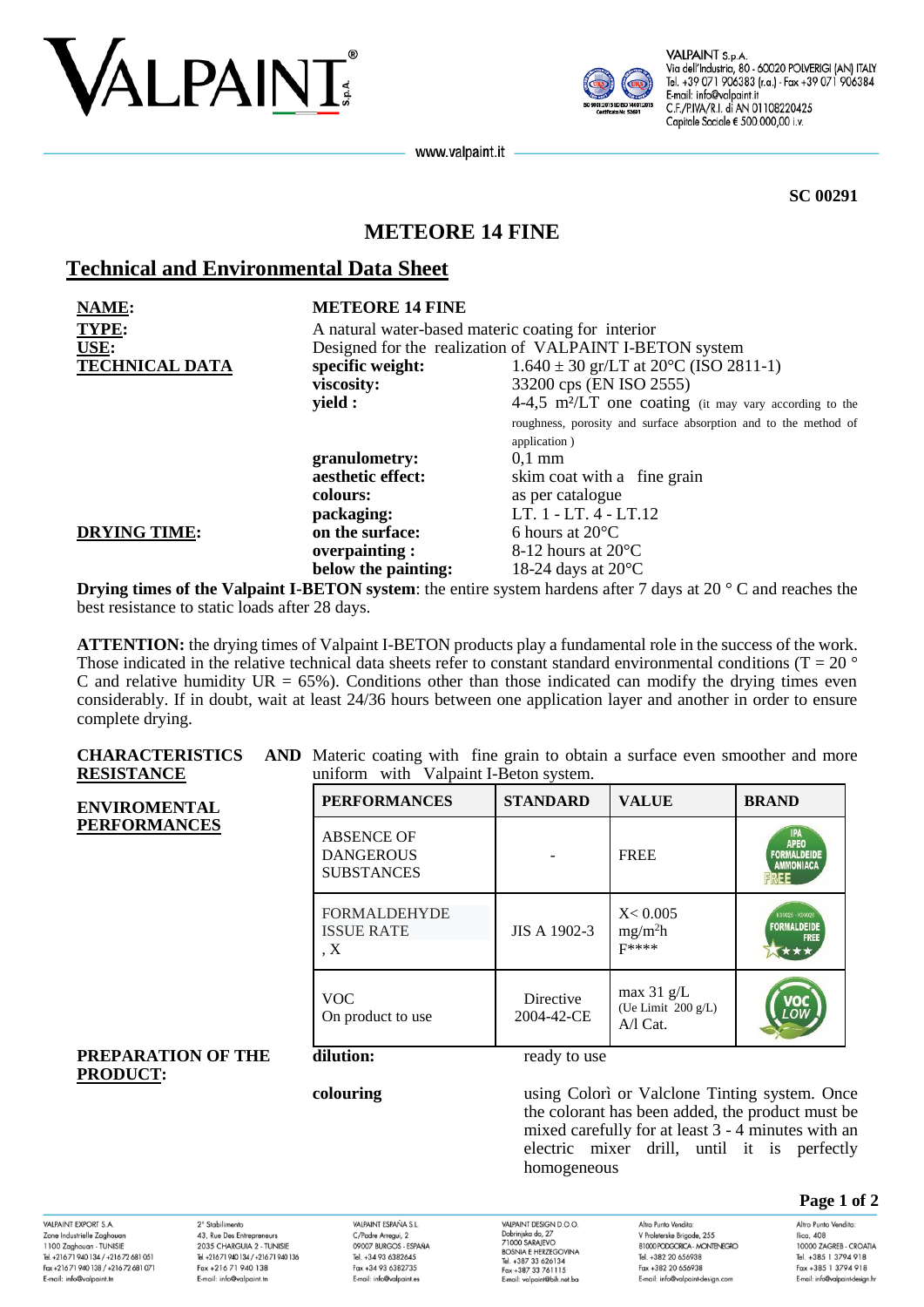SC 00291

# METEORE 14 FINE

## Technical and Environmental Data Sheet

| | | |
|---|---|---|
| **NAME:** | **METEORE 14 FINE** | |
| **TYPE:** | A natural water-based materic coating for interior | |
| **USE:** | Designed for the realization of VALPAINT I-BETON system | |
| **TECHNICAL DATA** | **specific weight:** | 1.640 ± 30 gr/LT at 20°C (ISO 2811-1) |
| | **viscosity:** | 33200 cps (EN ISO 2555) |
| | **yield :** | 4-4,5 m²/LT one coating (it may vary according to the roughness, porosity and surface absorption and to the method of application ) |
| | **granulometry:** | 0,1 mm |
| | **aesthetic effect:** | skim coat with a fine grain |
| | **colours:** | as per catalogue |
| | **packaging:** | LT. 1 - LT. 4 - LT.12 |
| **DRYING TIME:** | **on the surface:** | 6 hours at 20°C |
| | **overpainting :** | 8-12 hours at 20°C |
| | **below the painting:** | 18-24 days at 20°C |

**Drying times of the Valpaint I-BETON system**: the entire system hardens after 7 days at 20 ° C and reaches the best resistance to static loads after 28 days.

**ATTENTION:** the drying times of Valpaint I-BETON products play a fundamental role in the success of the work. Those indicated in the relative technical data sheets refer to constant standard environmental conditions (T = 20 ° C and relative humidity UR = 65%). Conditions other than those indicated can modify the drying times even considerably. If in doubt, wait at least 24/36 hours between one application layer and another in order to ensure complete drying.

**CHARACTERISTICS AND RESISTANCE**

Materic coating with fine grain to obtain a surface even smoother and more uniform with Valpaint I-Beton system.

**ENVIROMENTAL PERFORMANCES**

| PERFORMANCES | STANDARD | VALUE | BRAND |
|---|---|---|---|
| ABSENCE OF DANGEROUS SUBSTANCES | - | FREE | IPA APEO FORMALDEIDE AMMONIACA FREE |
| FORMALDEHYDE ISSUE RATE , X | JIS A 1902-3 | X< 0.005 mg/m²h F**** | FORMALDEIDE FREE |
| VOC On product to use | Directive 2004-42-CE | max 31 g/L (Ue Limit 200 g/L) A/l Cat. | VOC LOW |

**PREPARATION OF THE PRODUCT:**

**dilution:** ready to use

**colouring** using Colorì or Valclone Tinting system. Once the colorant has been added, the product must be mixed carefully for at least 3 - 4 minutes with an electric mixer drill, until it is perfectly homogeneous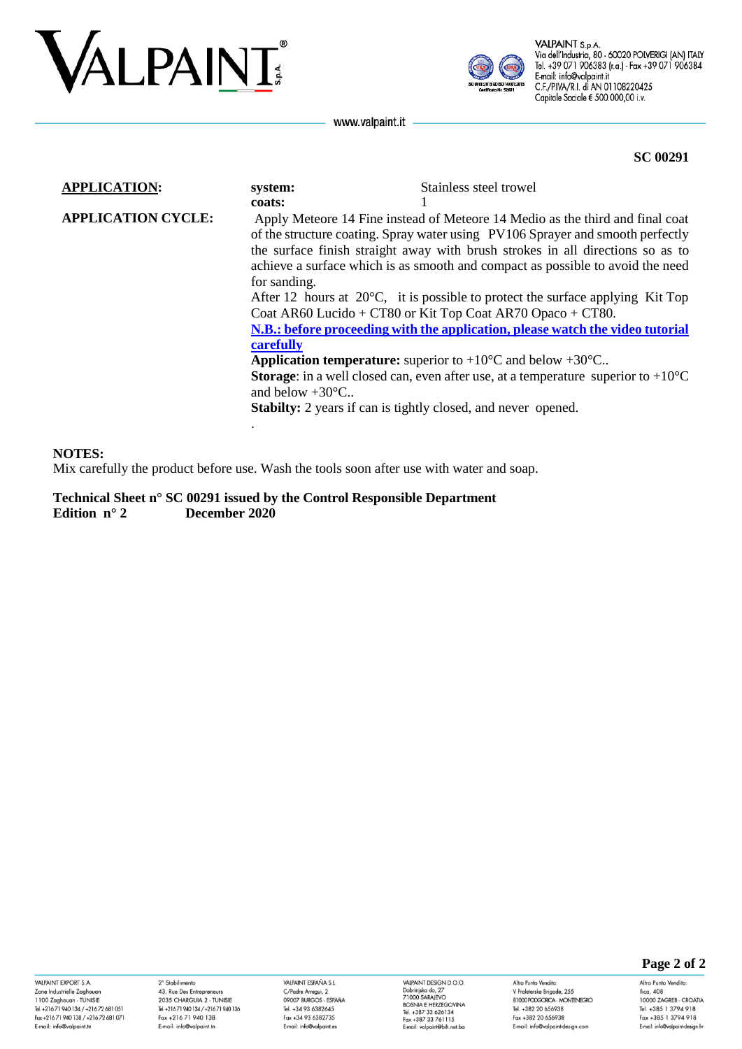**SC 00291**

| | | |
|---|---|---|
| **APPLICATION:** | **system:** | Stainless steel trowel |
| | **coats:** | 1 |

**APPLICATION CYCLE:**

Apply Meteore 14 Fine instead of Meteore 14 Medio as the third and final coat of the structure coating. Spray water using PV106 Sprayer and smooth perfectly the surface finish straight away with brush strokes in all directions so as to achieve a surface which is as smooth and compact as possible to avoid the need for sanding.

After 12 hours at 20°C, it is possible to protect the surface applying Kit Top Coat AR60 Lucido + CT80 or Kit Top Coat AR70 Opaco + CT80.

**N.B.: before proceeding with the application, please watch the video tutorial carefully**

**Application temperature:** superior to +10°C and below +30°C..

**Storage**: in a well closed can, even after use, at a temperature superior to +10°C and below +30°C..

**Stabilty:** 2 years if can is tightly closed, and never opened.

.

**NOTES:**

Mix carefully the product before use. Wash the tools soon after use with water and soap.

**Technical Sheet n° SC 00291 issued by the Control Responsible Department**
**Edition n° 2 December 2020**